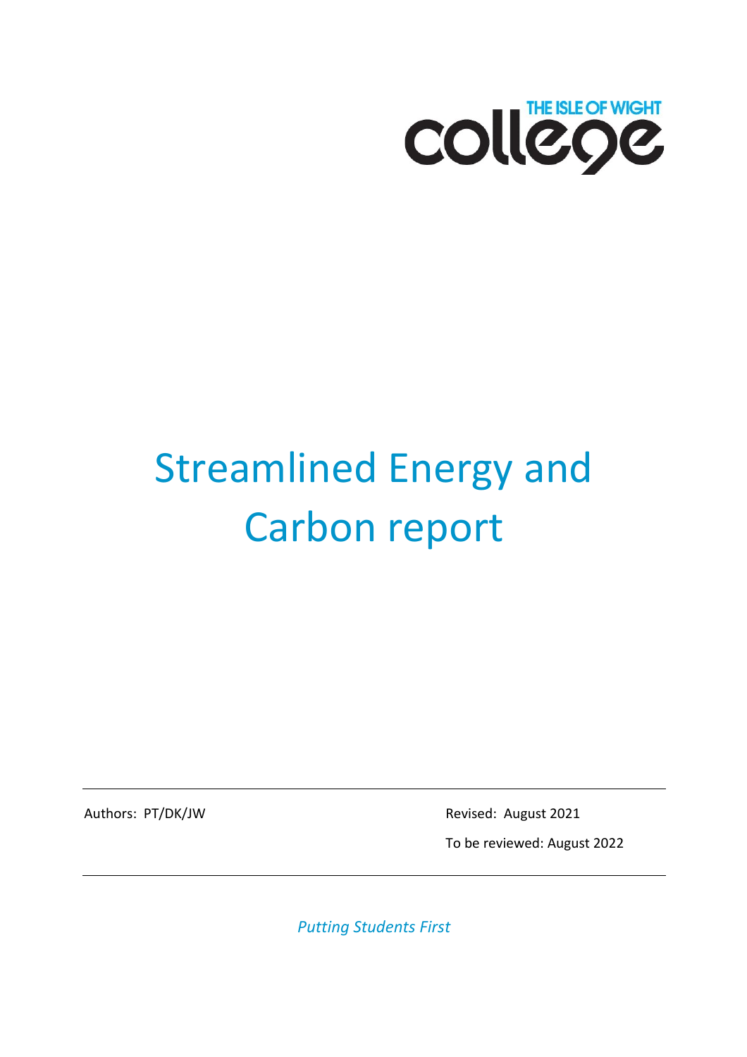THE ISLE OF WIGHT college

# Streamlined Energy and Carbon report

Authors: PT/DK/JW

Revised: August 2021

To be reviewed: August 2022

*Putting Students First*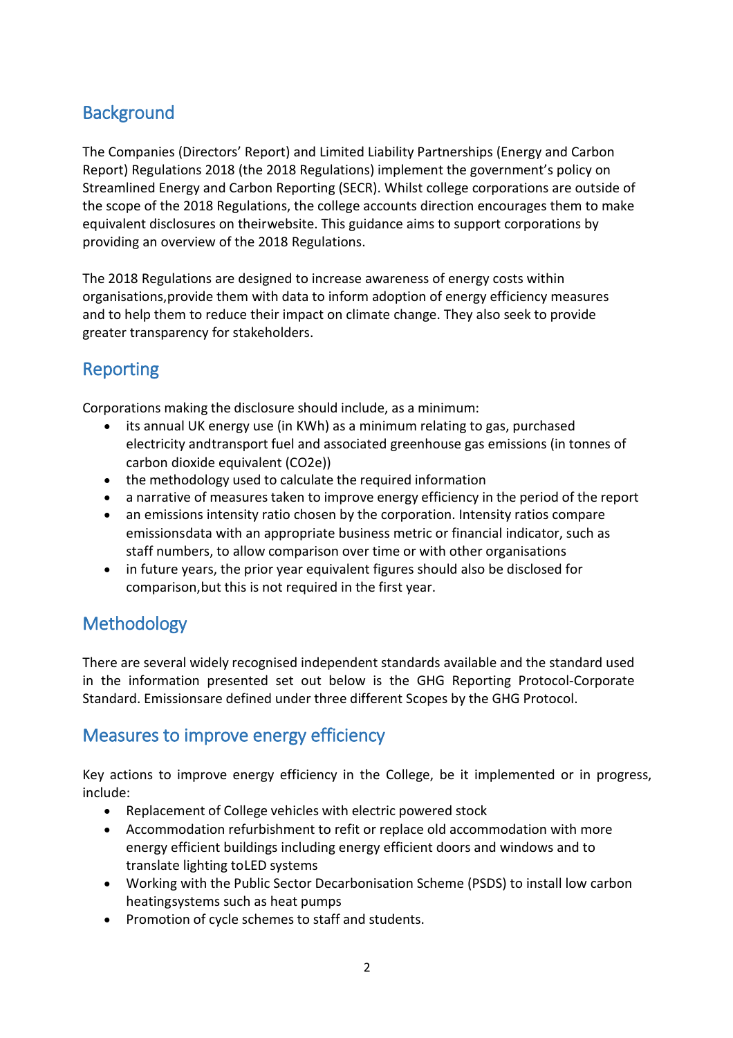## Background

The Companies (Directors' Report) and Limited Liability Partnerships (Energy and Carbon Report) Regulations 2018 (the 2018 Regulations) implement the government's policy on Streamlined Energy and Carbon Reporting (SECR). Whilst college corporations are outside of the scope of the 2018 Regulations, the college accounts direction encourages them to make equivalent disclosures on theirwebsite. This guidance aims to support corporations by providing an overview of the 2018 Regulations.

The 2018 Regulations are designed to increase awareness of energy costs within organisations,provide them with data to inform adoption of energy efficiency measures and to help them to reduce their impact on climate change. They also seek to provide greater transparency for stakeholders.

## Reporting

Corporations making the disclosure should include, as a minimum:

- its annual UK energy use (in KWh) as a minimum relating to gas, purchased electricity andtransport fuel and associated greenhouse gas emissions (in tonnes of carbon dioxide equivalent ($CO_2e$))
- the methodology used to calculate the required information
- a narrative of measures taken to improve energy efficiency in the period of the report
- an emissions intensity ratio chosen by the corporation. Intensity ratios compare emissionsdata with an appropriate business metric or financial indicator, such as staff numbers, to allow comparison over time or with other organisations
- in future years, the prior year equivalent figures should also be disclosed for comparison,but this is not required in the first year.

## Methodology

There are several widely recognised independent standards available and the standard used in the information presented set out below is the GHG Reporting Protocol-Corporate Standard. Emissionsare defined under three different Scopes by the GHG Protocol.

## Measures to improve energy efficiency

Key actions to improve energy efficiency in the College, be it implemented or in progress, include:

- Replacement of College vehicles with electric powered stock
- Accommodation refurbishment to refit or replace old accommodation with more energy efficient buildings including energy efficient doors and windows and to translate lighting toLED systems
- Working with the Public Sector Decarbonisation Scheme (PSDS) to install low carbon heatingsystems such as heat pumps
- Promotion of cycle schemes to staff and students.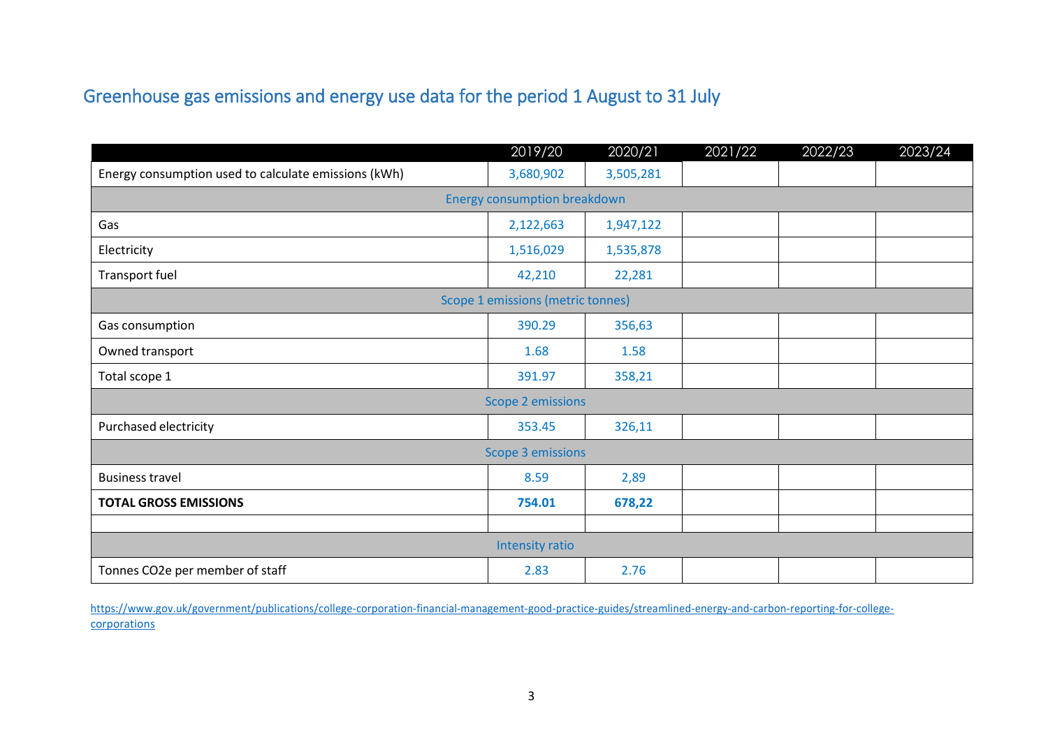## Greenhouse gas emissions and energy use data for the period 1 August to 31 July

| | 2019/20 | 2020/21 | 2021/22 | 2022/23 | 2023/24 |
|---|---|---|---|---|---|
| Energy consumption used to calculate emissions (kWh) | 3,680,902 | 3,505,281 | | | |
| Energy consumption breakdown | | | | | |
| Gas | 2,122,663 | 1,947,122 | | | |
| Electricity | 1,516,029 | 1,535,878 | | | |
| Transport fuel | 42,210 | 22,281 | | | |
| Scope 1 emissions (metric tonnes) | | | | | |
| Gas consumption | 390.29 | 356,63 | | | |
| Owned transport | 1.68 | 1.58 | | | |
| Total scope 1 | 391.97 | 358,21 | | | |
| Scope 2 emissions | | | | | |
| Purchased electricity | 353.45 | 326,11 | | | |
| Scope 3 emissions | | | | | |
| Business travel | 8.59 | 2,89 | | | |
| **TOTAL GROSS EMISSIONS** | **754.01** | **678,22** | | | |
| | | | | | |
| Intensity ratio | | | | | |
| Tonnes CO2e per member of staff | 2.83 | 2.76 | | | |

https://www.gov.uk/government/publications/college-corporation-financial-management-good-practice-guides/streamlined-energy-and-carbon-reporting-for-college-corporations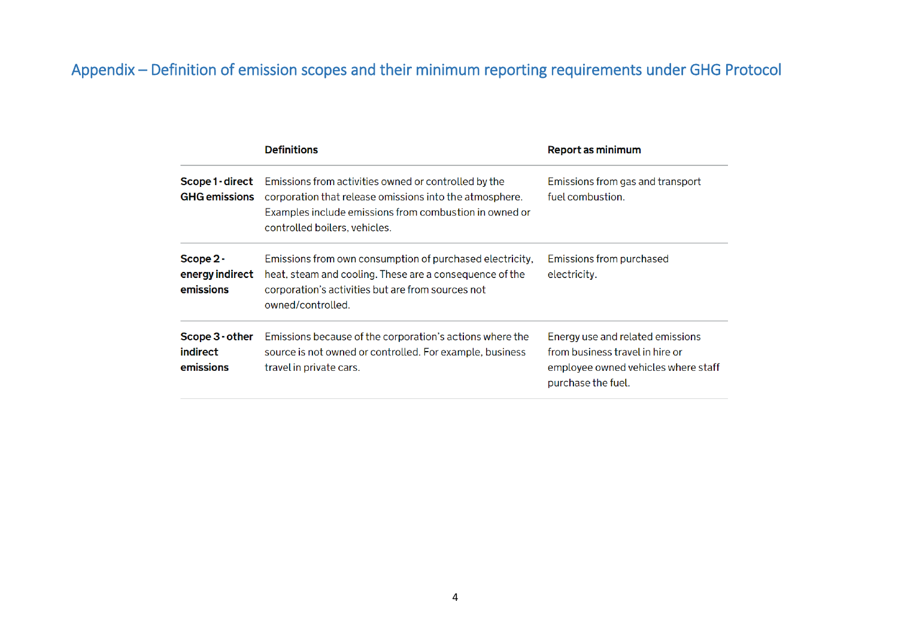## Appendix – Definition of emission scopes and their minimum reporting requirements under GHG Protocol

| | Definitions | Report as minimum |
|---|---|---|
| **Scope 1 - direct GHG emissions** | Emissions from activities owned or controlled by the corporation that release omissions into the atmosphere. Examples include emissions from combustion in owned or controlled boilers, vehicles. | Emissions from gas and transport fuel combustion. |
| **Scope 2 - energy indirect emissions** | Emissions from own consumption of purchased electricity, heat, steam and cooling. These are a consequence of the corporation's activities but are from sources not owned/controlled. | Emissions from purchased electricity. |
| **Scope 3 - other indirect emissions** | Emissions because of the corporation's actions where the source is not owned or controlled. For example, business travel in private cars. | Energy use and related emissions from business travel in hire or employee owned vehicles where staff purchase the fuel. |